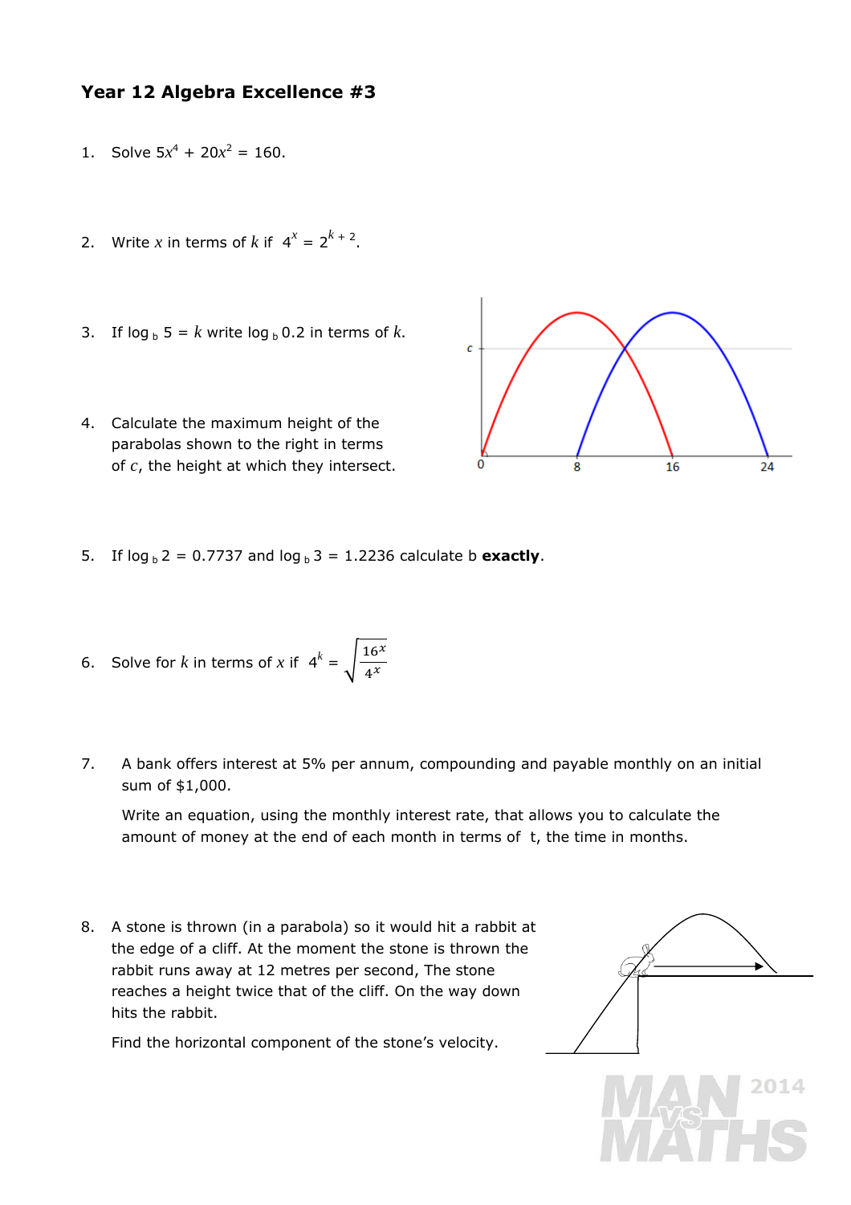# Year 12 Algebra Excellence #3

1. Solve $5x^4 + 20x^2 = 160$.

2. Write $x$ in terms of $k$ if $4^x = 2^{k+2}$.

3. If $\log_b 5 = k$ write $\log_b 0.2$ in terms of $k$.

4. Calculate the maximum height of the parabolas shown to the right in terms of $c$, the height at which they intersect.

5. If $\log_b 2 = 0.7737$ and $\log_b 3 = 1.2236$ calculate b **exactly**.

6. Solve for $k$ in terms of $x$ if $4^k = \sqrt{\dfrac{16^x}{4^x}}$

7. A bank offers interest at 5% per annum, compounding and payable monthly on an initial sum of $1,000.

   Write an equation, using the monthly interest rate, that allows you to calculate the amount of money at the end of each month in terms of t, the time in months.

8. A stone is thrown (in a parabola) so it would hit a rabbit at the edge of a cliff. At the moment the stone is thrown the rabbit runs away at 12 metres per second, The stone reaches a height twice that of the cliff. On the way down hits the rabbit.

   Find the horizontal component of the stone's velocity.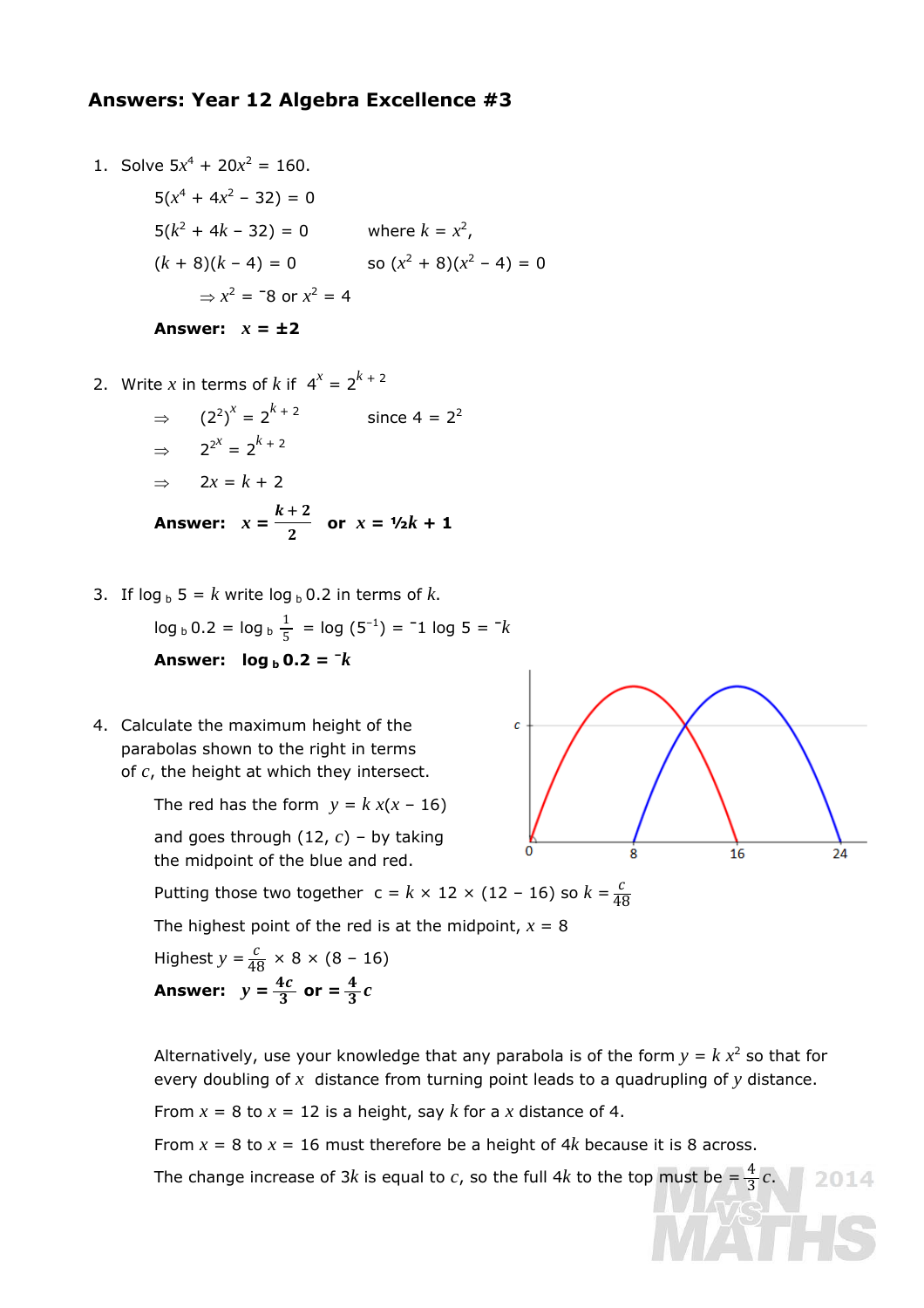## Answers: Year 12 Algebra Excellence #3

1. Solve $5x^4 + 20x^2 = 160$.

   $5(x^4 + 4x^2 - 32) = 0$

   $5(k^2 + 4k - 32) = 0$ where $k = x^2$,

   $(k + 8)(k - 4) = 0$ so $(x^2 + 8)(x^2 - 4) = 0$

   $\Rightarrow x^2 = {}^-8$ or $x^2 = 4$

   **Answer:** $x = \pm 2$

2. Write $x$ in terms of $k$ if $4^x = 2^{k+2}$

   $\Rightarrow (2^2)^x = 2^{k+2}$ since $4 = 2^2$

   $\Rightarrow 2^{2x} = 2^{k+2}$

   $\Rightarrow 2x = k + 2$

   **Answer:** $x = \dfrac{k+2}{2}$ or $x = \frac{1}{2}k + 1$

3. If $\log_b 5 = k$ write $\log_b 0.2$ in terms of $k$.

   $\log_b 0.2 = \log_b \frac{1}{5} = \log(5^{-1}) = {}^-1 \log 5 = {}^-k$

   **Answer:** $\log_b 0.2 = {}^-k$

4. Calculate the maximum height of the parabolas shown to the right in terms of $c$, the height at which they intersect.

   The red has the form $y = k\,x(x - 16)$

   and goes through $(12, c)$ – by taking the midpoint of the blue and red.

   Putting those two together $c = k \times 12 \times (12 - 16)$ so $k = \frac{c}{48}$

   The highest point of the red is at the midpoint, $x = 8$

   Highest $y = \frac{c}{48} \times 8 \times (8 - 16)$

   **Answer:** $y = \frac{4c}{3}$ or $= \frac{4}{3}c$

   Alternatively, use your knowledge that any parabola is of the form $y = k\,x^2$ so that for every doubling of $x$ distance from turning point leads to a quadrupling of $y$ distance.

   From $x = 8$ to $x = 12$ is a height, say $k$ for a $x$ distance of 4.

   From $x = 8$ to $x = 16$ must therefore be a height of $4k$ because it is 8 across.

   The change increase of $3k$ is equal to $c$, so the full $4k$ to the top must be $= \frac{4}{3}c$.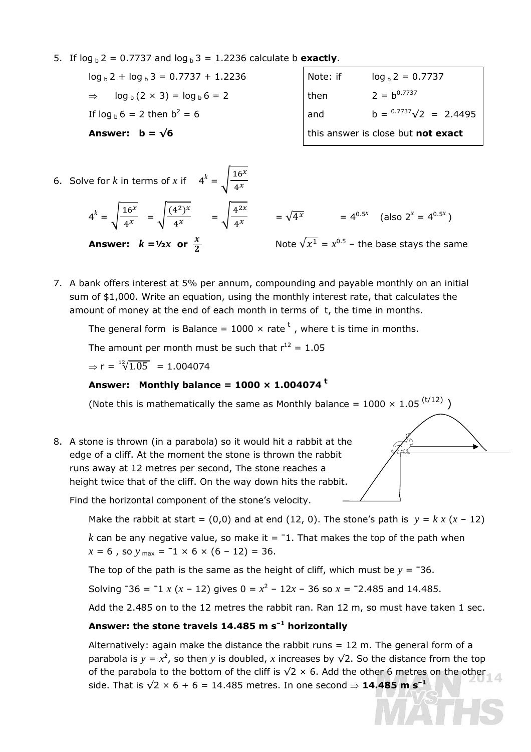5. If $\log_b 2 = 0.7737$ and $\log_b 3 = 1.2236$ calculate b **exactly**.

   $\log_b 2 + \log_b 3 = 0.7737 + 1.2236$

   $\Rightarrow \quad \log_b (2 \times 3) = \log_b 6 = 2$

   If $\log_b 6 = 2$ then $b^2 = 6$

   **Answer: $b = \sqrt{6}$**

   | | |
   |---|---|
   | Note: if | $\log_b 2 = 0.7737$ |
   | then | $2 = b^{0.7737}$ |
   | and | $b = \sqrt[0.7737]{2} = 2.4495$ |
   | this answer is close but **not exact** | |

6. Solve for $k$ in terms of $x$ if $4^k = \sqrt{\frac{16^x}{4^x}}$

   $4^k = \sqrt{\frac{16^x}{4^x}} = \sqrt{\frac{(4^2)^x}{4^x}} = \sqrt{\frac{4^{2x}}{4^x}} = \sqrt{4^x} = 4^{0.5x}$ (also $2^x = 4^{0.5x}$)

   **Answer: $k = ½x$ or $\frac{x}{2}$**

   Note $\sqrt{x^1} = x^{0.5}$ – the base stays the same

7. A bank offers interest at 5% per annum, compounding and payable monthly on an initial sum of $1,000. Write an equation, using the monthly interest rate, that calculates the amount of money at the end of each month in terms of t, the time in months.

   The general form is Balance = $1000 \times \text{rate}^t$, where t is time in months.

   The amount per month must be such that $r^{12} = 1.05$

   $\Rightarrow r = \sqrt[12]{1.05} = 1.004074$

   **Answer: Monthly balance = $1000 \times 1.004074^t$**

   (Note this is mathematically the same as Monthly balance = $1000 \times 1.05^{(t/12)}$)

8. A stone is thrown (in a parabola) so it would hit a rabbit at the edge of a cliff. At the moment the stone is thrown the rabbit runs away at 12 metres per second, The stone reaches a height twice that of the cliff. On the way down hits the rabbit.

   Find the horizontal component of the stone's velocity.

   Make the rabbit at start = (0,0) and at end (12, 0). The stone's path is $y = k\,x\,(x - 12)$

   $k$ can be any negative value, so make it = $^-1$. That makes the top of the path when $x = 6$, so $y_{max} = {}^-1 \times 6 \times (6 - 12) = 36$.

   The top of the path is the same as the height of cliff, which must be $y = {}^-36$.

   Solving ${}^-36 = {}^-1\,x\,(x - 12)$ gives $0 = x^2 - 12x - 36$ so $x = {}^-2.485$ and $14.485$.

   Add the 2.485 on to the 12 metres the rabbit ran. Ran 12 m, so must have taken 1 sec.

   **Answer: the stone travels 14.485 m s$^{-1}$ horizontally**

   Alternatively: again make the distance the rabbit runs = 12 m. The general form of a parabola is $y = x^2$, so then $y$ is doubled, $x$ increases by $\sqrt{2}$. So the distance from the top of the parabola to the bottom of the cliff is $\sqrt{2} \times 6$. Add the other 6 metres on the other side. That is $\sqrt{2} \times 6 + 6 = 14.485$ metres. In one second $\Rightarrow$ **14.485 m s$^{-1}$**